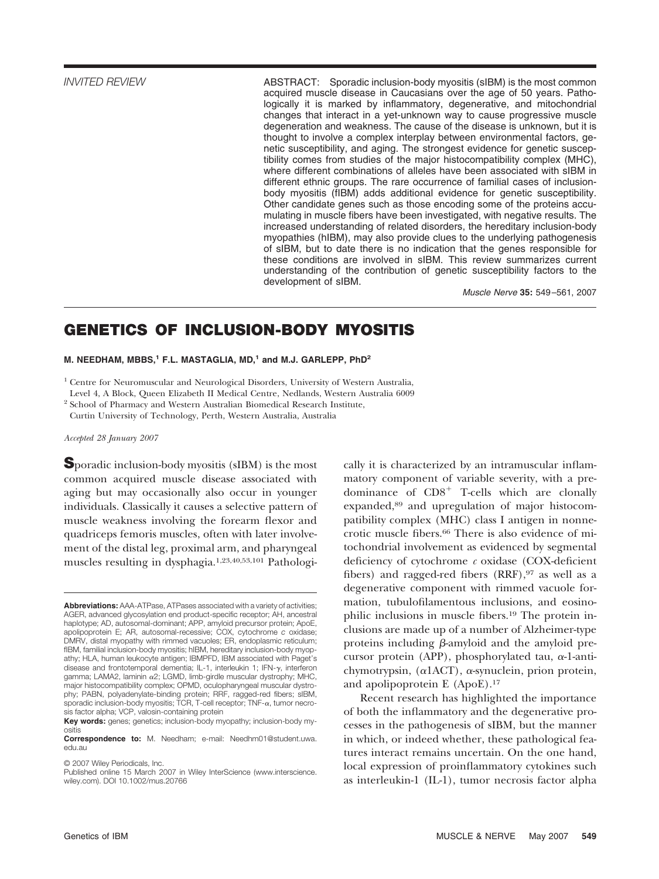INVITED REVIEW

ABSTRACT: Sporadic inclusion-body myositis (sIBM) is the most common acquired muscle disease in Caucasians over the age of 50 years. Pathologically it is marked by inflammatory, degenerative, and mitochondrial changes that interact in a yet-unknown way to cause progressive muscle degeneration and weakness. The cause of the disease is unknown, but it is thought to involve a complex interplay between environmental factors, genetic susceptibility, and aging. The strongest evidence for genetic susceptibility comes from studies of the major histocompatibility complex (MHC), where different combinations of alleles have been associated with sIBM in different ethnic groups. The rare occurrence of familial cases of inclusion-body myositis (fIBM) adds additional evidence for genetic susceptibility. Other candidate genes such as those encoding some of the proteins accumulating in muscle fibers have been investigated, with negative results. The increased understanding of related disorders, the hereditary inclusion-body myopathies (hIBM), may also provide clues to the underlying pathogenesis of sIBM, but to date there is no indication that the genes responsible for these conditions are involved in sIBM. This review summarizes current understanding of the contribution of genetic susceptibility factors to the development of sIBM.

*Muscle Nerve* **35:** 549–561, 2007

# GENETICS OF INCLUSION-BODY MYOSITIS

**M. NEEDHAM, MBBS,[1] F.L. MASTAGLIA, MD,[1] and M.J. GARLEPP, PhD[2]**

[1] Centre for Neuromuscular and Neurological Disorders, University of Western Australia, Level 4, A Block, Queen Elizabeth II Medical Centre, Nedlands, Western Australia 6009

[2] School of Pharmacy and Western Australian Biomedical Research Institute, Curtin University of Technology, Perth, Western Australia, Australia

*Accepted 28 January 2007*

Sporadic inclusion-body myositis (sIBM) is the most common acquired muscle disease associated with aging but may occasionally also occur in younger individuals. Classically it causes a selective pattern of muscle weakness involving the forearm flexor and quadriceps femoris muscles, often with later involvement of the distal leg, proximal arm, and pharyngeal muscles resulting in dysphagia.[1,23,40,53,101] Pathologically it is characterized by an intramuscular inflammatory component of variable severity, with a predominance of $CD8^+$ T-cells which are clonally expanded,[89] and upregulation of major histocompatibility complex (MHC) class I antigen in nonnecrotic muscle fibers.[66] There is also evidence of mitochondrial involvement as evidenced by segmental deficiency of cytochrome *c* oxidase (COX-deficient fibers) and ragged-red fibers (RRF),[97] as well as a degenerative component with rimmed vacuole formation, tubulofilamentous inclusions, and eosinophilic inclusions in muscle fibers.[19] The protein inclusions are made up of a number of Alzheimer-type proteins including β-amyloid and the amyloid precursor protein (APP), phosphorylated tau, α-1-antichymotrypsin, (α1ACT), α-synuclein, prion protein, and apolipoprotein E (ApoE).[17]

Recent research has highlighted the importance of both the inflammatory and the degenerative processes in the pathogenesis of sIBM, but the manner in which, or indeed whether, these pathological features interact remains uncertain. On the one hand, local expression of proinflammatory cytokines such as interleukin-1 (IL-1), tumor necrosis factor alpha

**Abbreviations:** AAA-ATPase, ATPases associated with a variety of activities; AGER, advanced glycosylation end product-specific receptor; AH, ancestral haplotype; AD, autosomal-dominant; APP, amyloid precursor protein; ApoE, apolipoprotein E; AR, autosomal-recessive; COX, cytochrome *c* oxidase; DMRV, distal myopathy with rimmed vacuoles; ER, endoplasmic reticulum; fIBM, familial inclusion-body myositis; hIBM, hereditary inclusion-body myopathy; HLA, human leukocyte antigen; IBMPFD, IBM associated with Paget's disease and frontotemporal dementia; IL-1, interleukin 1; IFN-γ, interferon gamma; LAMA2, laminin α2; LGMD, limb-girdle muscular dystrophy; MHC, major histocompatibility complex; OPMD, oculopharyngeal muscular dystrophy; PABN, polyadenylate-binding protein; RRF, ragged-red fibers; sIBM, sporadic inclusion-body myositis; TCR, T-cell receptor; TNF-α, tumor necrosis factor alpha; VCP, valosin-containing protein

**Key words:** genes; genetics; inclusion-body myopathy; inclusion-body myositis

**Correspondence to:** M. Needham; e-mail: Needhm01@student.uwa.edu.au

© 2007 Wiley Periodicals, Inc.
Published online 15 March 2007 in Wiley InterScience (www.interscience.wiley.com). DOI 10.1002/mus.20766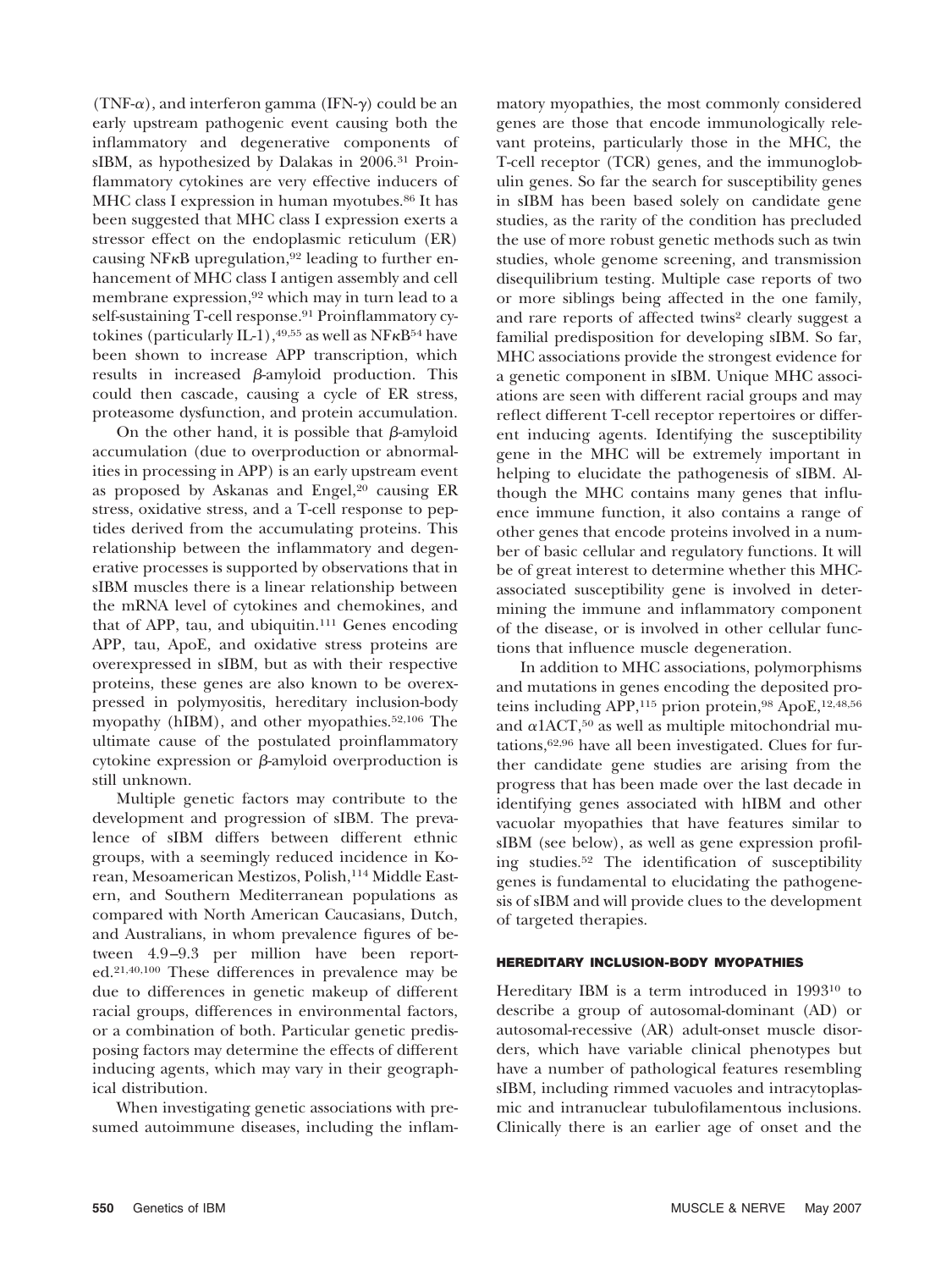(TNF-α), and interferon gamma (IFN-γ) could be an early upstream pathogenic event causing both the inflammatory and degenerative components of sIBM, as hypothesized by Dalakas in 2006.[31] Proinflammatory cytokines are very effective inducers of MHC class I expression in human myotubes.[86] It has been suggested that MHC class I expression exerts a stressor effect on the endoplasmic reticulum (ER) causing NFκB upregulation,[92] leading to further enhancement of MHC class I antigen assembly and cell membrane expression,[92] which may in turn lead to a self-sustaining T-cell response.[91] Proinflammatory cytokines (particularly IL-1),[49,55] as well as NFκB[54] have been shown to increase APP transcription, which results in increased β-amyloid production. This could then cascade, causing a cycle of ER stress, proteasome dysfunction, and protein accumulation.

On the other hand, it is possible that β-amyloid accumulation (due to overproduction or abnormalities in processing in APP) is an early upstream event as proposed by Askanas and Engel,[20] causing ER stress, oxidative stress, and a T-cell response to peptides derived from the accumulating proteins. This relationship between the inflammatory and degenerative processes is supported by observations that in sIBM muscles there is a linear relationship between the mRNA level of cytokines and chemokines, and that of APP, tau, and ubiquitin.[111] Genes encoding APP, tau, ApoE, and oxidative stress proteins are overexpressed in sIBM, but as with their respective proteins, these genes are also known to be overexpressed in polymyositis, hereditary inclusion-body myopathy (hIBM), and other myopathies.[52,106] The ultimate cause of the postulated proinflammatory cytokine expression or β-amyloid overproduction is still unknown.

Multiple genetic factors may contribute to the development and progression of sIBM. The prevalence of sIBM differs between different ethnic groups, with a seemingly reduced incidence in Korean, Mesoamerican Mestizos, Polish,[114] Middle Eastern, and Southern Mediterranean populations as compared with North American Caucasians, Dutch, and Australians, in whom prevalence figures of between 4.9–9.3 per million have been reported.[21,40,100] These differences in prevalence may be due to differences in genetic makeup of different racial groups, differences in environmental factors, or a combination of both. Particular genetic predisposing factors may determine the effects of different inducing agents, which may vary in their geographical distribution.

When investigating genetic associations with presumed autoimmune diseases, including the inflammatory myopathies, the most commonly considered genes are those that encode immunologically relevant proteins, particularly those in the MHC, the T-cell receptor (TCR) genes, and the immunoglobulin genes. So far the search for susceptibility genes in sIBM has been based solely on candidate gene studies, as the rarity of the condition has precluded the use of more robust genetic methods such as twin studies, whole genome screening, and transmission disequilibrium testing. Multiple case reports of two or more siblings being affected in the one family, and rare reports of affected twins[2] clearly suggest a familial predisposition for developing sIBM. So far, MHC associations provide the strongest evidence for a genetic component in sIBM. Unique MHC associations are seen with different racial groups and may reflect different T-cell receptor repertoires or different inducing agents. Identifying the susceptibility gene in the MHC will be extremely important in helping to elucidate the pathogenesis of sIBM. Although the MHC contains many genes that influence immune function, it also contains a range of other genes that encode proteins involved in a number of basic cellular and regulatory functions. It will be of great interest to determine whether this MHC-associated susceptibility gene is involved in determining the immune and inflammatory component of the disease, or is involved in other cellular functions that influence muscle degeneration.

In addition to MHC associations, polymorphisms and mutations in genes encoding the deposited proteins including APP,[115] prion protein,[98] ApoE,[12,48,56] and α1ACT,[50] as well as multiple mitochondrial mutations,[62,96] have all been investigated. Clues for further candidate gene studies are arising from the progress that has been made over the last decade in identifying genes associated with hIBM and other vacuolar myopathies that have features similar to sIBM (see below), as well as gene expression profiling studies.[52] The identification of susceptibility genes is fundamental to elucidating the pathogenesis of sIBM and will provide clues to the development of targeted therapies.

## HEREDITARY INCLUSION-BODY MYOPATHIES

Hereditary IBM is a term introduced in 1993[10] to describe a group of autosomal-dominant (AD) or autosomal-recessive (AR) adult-onset muscle disorders, which have variable clinical phenotypes but have a number of pathological features resembling sIBM, including rimmed vacuoles and intracytoplasmic and intranuclear tubulofilamentous inclusions. Clinically there is an earlier age of onset and the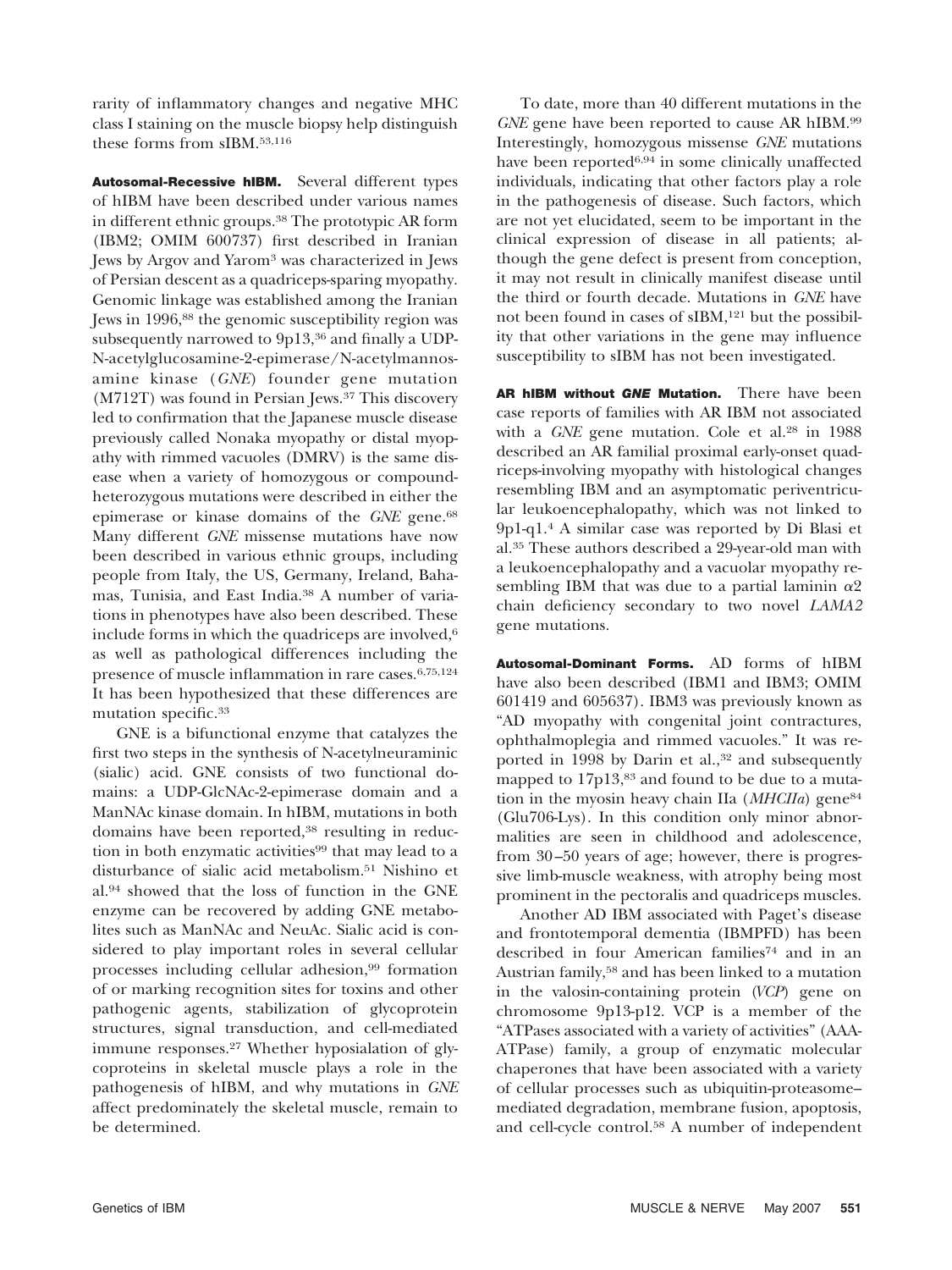rarity of inflammatory changes and negative MHC class I staining on the muscle biopsy help distinguish these forms from sIBM.[53,116]

**Autosomal-Recessive hIBM.** Several different types of hIBM have been described under various names in different ethnic groups.[38] The prototypic AR form (IBM2; OMIM 600737) first described in Iranian Jews by Argov and Yarom[3] was characterized in Jews of Persian descent as a quadriceps-sparing myopathy. Genomic linkage was established among the Iranian Jews in 1996,[88] the genomic susceptibility region was subsequently narrowed to 9p13,[36] and finally a UDP-N-acetylglucosamine-2-epimerase/N-acetylmannosamine kinase (*GNE*) founder gene mutation (M712T) was found in Persian Jews.[37] This discovery led to confirmation that the Japanese muscle disease previously called Nonaka myopathy or distal myopathy with rimmed vacuoles (DMRV) is the same disease when a variety of homozygous or compound-heterozygous mutations were described in either the epimerase or kinase domains of the *GNE* gene.[68] Many different *GNE* missense mutations have now been described in various ethnic groups, including people from Italy, the US, Germany, Ireland, Bahamas, Tunisia, and East India.[38] A number of variations in phenotypes have also been described. These include forms in which the quadriceps are involved,[6] as well as pathological differences including the presence of muscle inflammation in rare cases.[6,75,124] It has been hypothesized that these differences are mutation specific.[33]

GNE is a bifunctional enzyme that catalyzes the first two steps in the synthesis of N-acetylneuraminic (sialic) acid. GNE consists of two functional domains: a UDP-GlcNAc-2-epimerase domain and a ManNAc kinase domain. In hIBM, mutations in both domains have been reported,[38] resulting in reduction in both enzymatic activities[99] that may lead to a disturbance of sialic acid metabolism.[51] Nishino et al.[94] showed that the loss of function in the GNE enzyme can be recovered by adding GNE metabolites such as ManNAc and NeuAc. Sialic acid is considered to play important roles in several cellular processes including cellular adhesion,[99] formation of or marking recognition sites for toxins and other pathogenic agents, stabilization of glycoprotein structures, signal transduction, and cell-mediated immune responses.[27] Whether hyposialation of glycoproteins in skeletal muscle plays a role in the pathogenesis of hIBM, and why mutations in *GNE* affect predominately the skeletal muscle, remain to be determined.

To date, more than 40 different mutations in the *GNE* gene have been reported to cause AR hIBM.[99] Interestingly, homozygous missense *GNE* mutations have been reported[6,94] in some clinically unaffected individuals, indicating that other factors play a role in the pathogenesis of disease. Such factors, which are not yet elucidated, seem to be important in the clinical expression of disease in all patients; although the gene defect is present from conception, it may not result in clinically manifest disease until the third or fourth decade. Mutations in *GNE* have not been found in cases of sIBM,[121] but the possibility that other variations in the gene may influence susceptibility to sIBM has not been investigated.

**AR hIBM without *GNE* Mutation.** There have been case reports of families with AR IBM not associated with a *GNE* gene mutation. Cole et al.[28] in 1988 described an AR familial proximal early-onset quadriceps-involving myopathy with histological changes resembling IBM and an asymptomatic periventricular leukoencephalopathy, which was not linked to 9p1-q1.[4] A similar case was reported by Di Blasi et al.[35] These authors described a 29-year-old man with a leukoencephalopathy and a vacuolar myopathy resembling IBM that was due to a partial laminin $\alpha2$ chain deficiency secondary to two novel *LAMA2* gene mutations.

**Autosomal-Dominant Forms.** AD forms of hIBM have also been described (IBM1 and IBM3; OMIM 601419 and 605637). IBM3 was previously known as "AD myopathy with congenital joint contractures, ophthalmoplegia and rimmed vacuoles." It was reported in 1998 by Darin et al.,[32] and subsequently mapped to 17p13,[83] and found to be due to a mutation in the myosin heavy chain IIa (*MHCIIa*) gene[84] (Glu706-Lys). In this condition only minor abnormalities are seen in childhood and adolescence, from 30–50 years of age; however, there is progressive limb-muscle weakness, with atrophy being most prominent in the pectoralis and quadriceps muscles.

Another AD IBM associated with Paget's disease and frontotemporal dementia (IBMPFD) has been described in four American families[74] and in an Austrian family,[58] and has been linked to a mutation in the valosin-containing protein (*VCP*) gene on chromosome 9p13-p12. VCP is a member of the "ATPases associated with a variety of activities" (AAA-ATPase) family, a group of enzymatic molecular chaperones that have been associated with a variety of cellular processes such as ubiquitin-proteasome–mediated degradation, membrane fusion, apoptosis, and cell-cycle control.[58] A number of independent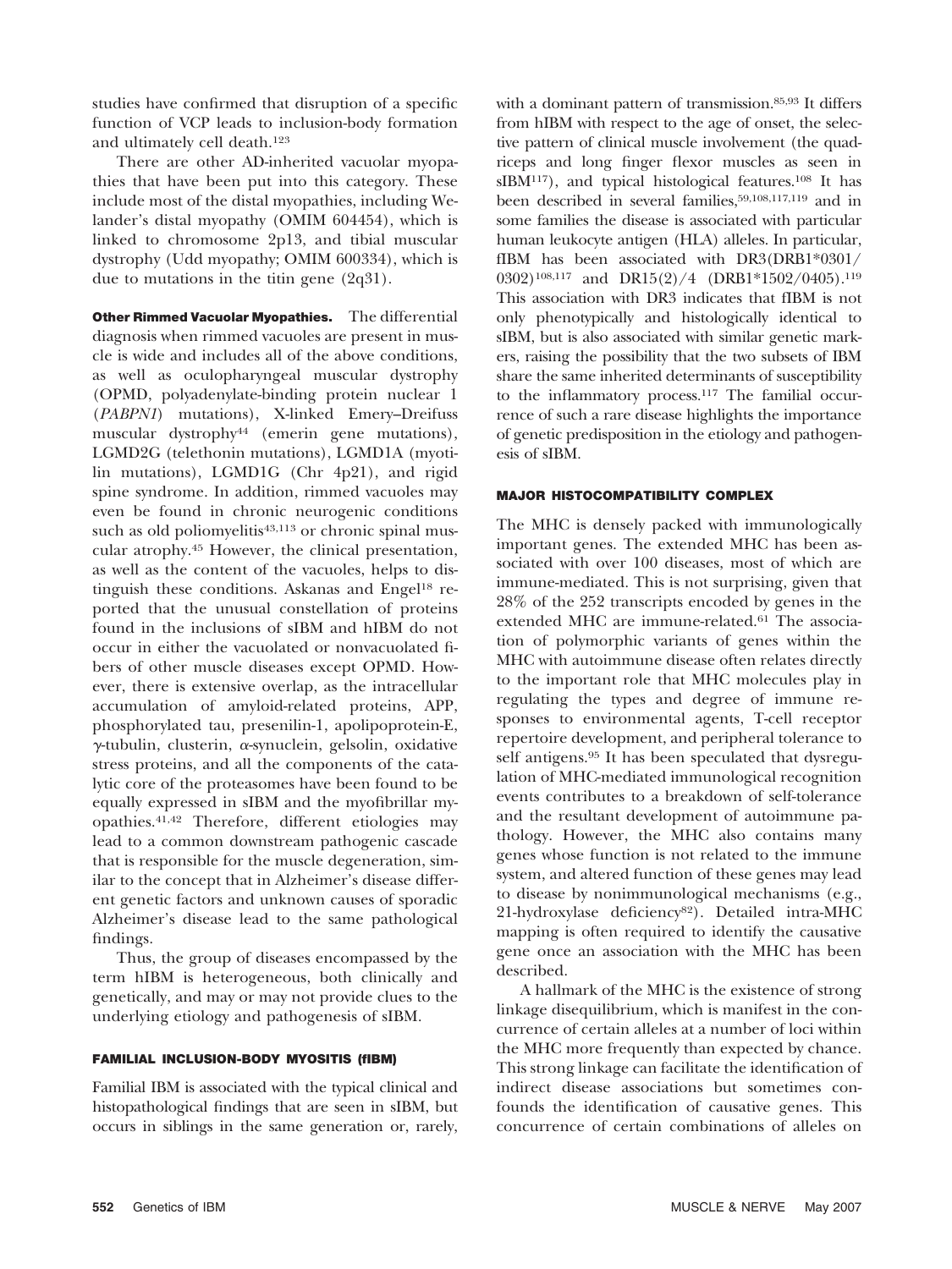studies have confirmed that disruption of a specific function of VCP leads to inclusion-body formation and ultimately cell death.[123]

There are other AD-inherited vacuolar myopathies that have been put into this category. These include most of the distal myopathies, including Welander's distal myopathy (OMIM 604454), which is linked to chromosome 2p13, and tibial muscular dystrophy (Udd myopathy; OMIM 600334), which is due to mutations in the titin gene (2q31).

**Other Rimmed Vacuolar Myopathies.** The differential diagnosis when rimmed vacuoles are present in muscle is wide and includes all of the above conditions, as well as oculopharyngeal muscular dystrophy (OPMD, polyadenylate-binding protein nuclear 1 (*PABPN1*) mutations), X-linked Emery–Dreifuss muscular dystrophy[44] (emerin gene mutations), LGMD2G (telethonin mutations), LGMD1A (myotilin mutations), LGMD1G (Chr 4p21), and rigid spine syndrome. In addition, rimmed vacuoles may even be found in chronic neurogenic conditions such as old poliomyelitis[43,113] or chronic spinal muscular atrophy.[45] However, the clinical presentation, as well as the content of the vacuoles, helps to distinguish these conditions. Askanas and Engel[18] reported that the unusual constellation of proteins found in the inclusions of sIBM and hIBM do not occur in either the vacuolated or nonvacuolated fibers of other muscle diseases except OPMD. However, there is extensive overlap, as the intracellular accumulation of amyloid-related proteins, APP, phosphorylated tau, presenilin-1, apolipoprotein-E, γ-tubulin, clusterin, α-synuclein, gelsolin, oxidative stress proteins, and all the components of the catalytic core of the proteasomes have been found to be equally expressed in sIBM and the myofibrillar myopathies.[41,42] Therefore, different etiologies may lead to a common downstream pathogenic cascade that is responsible for the muscle degeneration, similar to the concept that in Alzheimer's disease different genetic factors and unknown causes of sporadic Alzheimer's disease lead to the same pathological findings.

Thus, the group of diseases encompassed by the term hIBM is heterogeneous, both clinically and genetically, and may or may not provide clues to the underlying etiology and pathogenesis of sIBM.

## FAMILIAL INCLUSION-BODY MYOSITIS (fIBM)

Familial IBM is associated with the typical clinical and histopathological findings that are seen in sIBM, but occurs in siblings in the same generation or, rarely, with a dominant pattern of transmission.[85,93] It differs from hIBM with respect to the age of onset, the selective pattern of clinical muscle involvement (the quadriceps and long finger flexor muscles as seen in sIBM[117]), and typical histological features.[108] It has been described in several families,[59,108,117,119] and in some families the disease is associated with particular human leukocyte antigen (HLA) alleles. In particular, fIBM has been associated with DR3(DRB1*0301/0302)[108,117] and DR15(2)/4 (DRB1*1502/0405).[119] This association with DR3 indicates that fIBM is not only phenotypically and histologically identical to sIBM, but is also associated with similar genetic markers, raising the possibility that the two subsets of IBM share the same inherited determinants of susceptibility to the inflammatory process.[117] The familial occurrence of such a rare disease highlights the importance of genetic predisposition in the etiology and pathogenesis of sIBM.

## MAJOR HISTOCOMPATIBILITY COMPLEX

The MHC is densely packed with immunologically important genes. The extended MHC has been associated with over 100 diseases, most of which are immune-mediated. This is not surprising, given that 28% of the 252 transcripts encoded by genes in the extended MHC are immune-related.[61] The association of polymorphic variants of genes within the MHC with autoimmune disease often relates directly to the important role that MHC molecules play in regulating the types and degree of immune responses to environmental agents, T-cell receptor repertoire development, and peripheral tolerance to self antigens.[95] It has been speculated that dysregulation of MHC-mediated immunological recognition events contributes to a breakdown of self-tolerance and the resultant development of autoimmune pathology. However, the MHC also contains many genes whose function is not related to the immune system, and altered function of these genes may lead to disease by nonimmunological mechanisms (e.g., 21-hydroxylase deficiency[82]). Detailed intra-MHC mapping is often required to identify the causative gene once an association with the MHC has been described.

A hallmark of the MHC is the existence of strong linkage disequilibrium, which is manifest in the concurrence of certain alleles at a number of loci within the MHC more frequently than expected by chance. This strong linkage can facilitate the identification of indirect disease associations but sometimes confounds the identification of causative genes. This concurrence of certain combinations of alleles on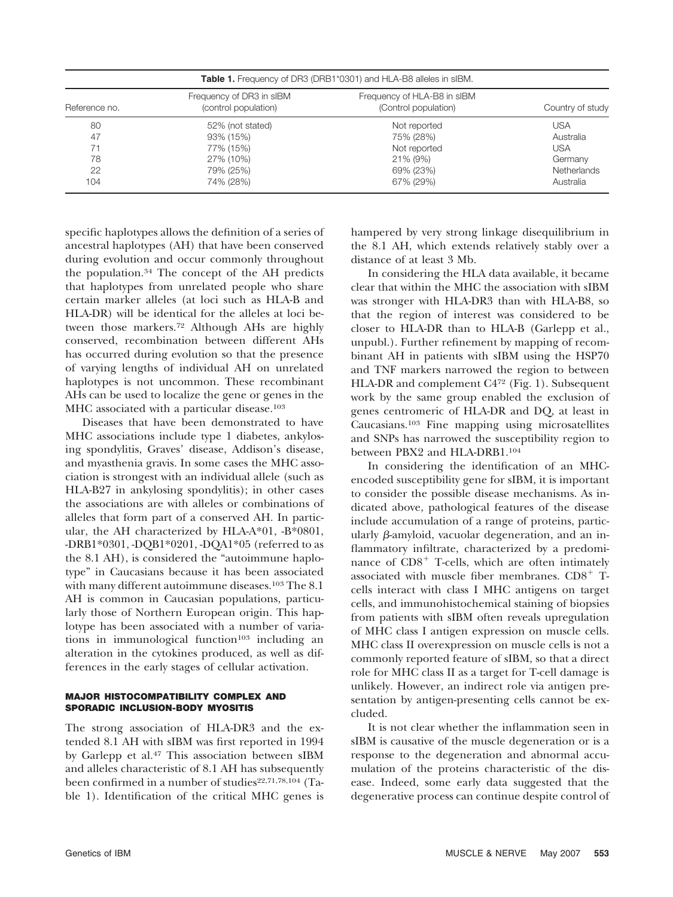**Table 1.** Frequency of DR3 (DRB1*0301) and HLA-B8 alleles in sIBM.

| Reference no. | Frequency of DR3 in sIBM (control population) | Frequency of HLA-B8 in sIBM (Control population) | Country of study |
|---|---|---|---|
| 80 | 52% (not stated) | Not reported | USA |
| 47 | 93% (15%) | 75% (28%) | Australia |
| 71 | 77% (15%) | Not reported | USA |
| 78 | 27% (10%) | 21% (9%) | Germany |
| 22 | 79% (25%) | 69% (23%) | Netherlands |
| 104 | 74% (28%) | 67% (29%) | Australia |

specific haplotypes allows the definition of a series of ancestral haplotypes (AH) that have been conserved during evolution and occur commonly throughout the population.[34] The concept of the AH predicts that haplotypes from unrelated people who share certain marker alleles (at loci such as HLA-B and HLA-DR) will be identical for the alleles at loci between those markers.[72] Although AHs are highly conserved, recombination between different AHs has occurred during evolution so that the presence of varying lengths of individual AH on unrelated haplotypes is not uncommon. These recombinant AHs can be used to localize the gene or genes in the MHC associated with a particular disease.[103]

Diseases that have been demonstrated to have MHC associations include type 1 diabetes, ankylosing spondylitis, Graves' disease, Addison's disease, and myasthenia gravis. In some cases the MHC association is strongest with an individual allele (such as HLA-B27 in ankylosing spondylitis); in other cases the associations are with alleles or combinations of alleles that form part of a conserved AH. In particular, the AH characterized by HLA-A*01, -B*0801, -DRB1*0301, -DQB1*0201, -DQA1*05 (referred to as the 8.1 AH), is considered the "autoimmune haplotype" in Caucasians because it has been associated with many different autoimmune diseases.[103] The 8.1 AH is common in Caucasian populations, particularly those of Northern European origin. This haplotype has been associated with a number of variations in immunological function[103] including an alteration in the cytokines produced, as well as differences in the early stages of cellular activation.

#### MAJOR HISTOCOMPATIBILITY COMPLEX AND SPORADIC INCLUSION-BODY MYOSITIS

The strong association of HLA-DR3 and the extended 8.1 AH with sIBM was first reported in 1994 by Garlepp et al.[47] This association between sIBM and alleles characteristic of 8.1 AH has subsequently been confirmed in a number of studies[22,71,78,104] (Table 1). Identification of the critical MHC genes is hampered by very strong linkage disequilibrium in the 8.1 AH, which extends relatively stably over a distance of at least 3 Mb.

In considering the HLA data available, it became clear that within the MHC the association with sIBM was stronger with HLA-DR3 than with HLA-B8, so that the region of interest was considered to be closer to HLA-DR than to HLA-B (Garlepp et al., unpubl.). Further refinement by mapping of recombinant AH in patients with sIBM using the HSP70 and TNF markers narrowed the region to between HLA-DR and complement C4[72] (Fig. 1). Subsequent work by the same group enabled the exclusion of genes centromeric of HLA-DR and DQ, at least in Caucasians.[103] Fine mapping using microsatellites and SNPs has narrowed the susceptibility region to between PBX2 and HLA-DRB1.[104]

In considering the identification of an MHC-encoded susceptibility gene for sIBM, it is important to consider the possible disease mechanisms. As indicated above, pathological features of the disease include accumulation of a range of proteins, particularly $\beta$-amyloid, vacuolar degeneration, and an inflammatory infiltrate, characterized by a predominance of $CD8^+$ T-cells, which are often intimately associated with muscle fiber membranes. $CD8^+$ T-cells interact with class I MHC antigens on target cells, and immunohistochemical staining of biopsies from patients with sIBM often reveals upregulation of MHC class I antigen expression on muscle cells. MHC class II overexpression on muscle cells is not a commonly reported feature of sIBM, so that a direct role for MHC class II as a target for T-cell damage is unlikely. However, an indirect role via antigen presentation by antigen-presenting cells cannot be excluded.

It is not clear whether the inflammation seen in sIBM is causative of the muscle degeneration or is a response to the degeneration and abnormal accumulation of the proteins characteristic of the disease. Indeed, some early data suggested that the degenerative process can continue despite control of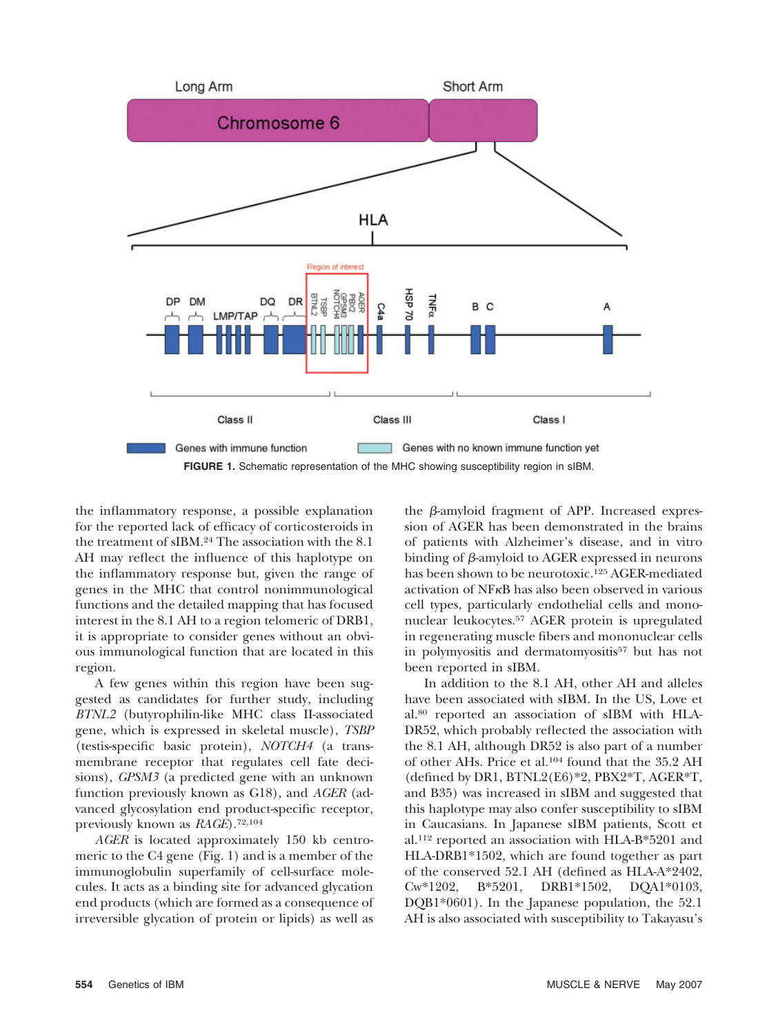**FIGURE 1.** Schematic representation of the MHC showing susceptibility region in sIBM.

the inflammatory response, a possible explanation for the reported lack of efficacy of corticosteroids in the treatment of sIBM.[24] The association with the 8.1 AH may reflect the influence of this haplotype on the inflammatory response but, given the range of genes in the MHC that control nonimmunological functions and the detailed mapping that has focused interest in the 8.1 AH to a region telomeric of DRB1, it is appropriate to consider genes without an obvious immunological function that are located in this region.

A few genes within this region have been suggested as candidates for further study, including *BTNL2* (butyrophilin-like MHC class II-associated gene, which is expressed in skeletal muscle), *TSBP* (testis-specific basic protein), *NOTCH4* (a transmembrane receptor that regulates cell fate decisions), *GPSM3* (a predicted gene with an unknown function previously known as G18), and *AGER* (advanced glycosylation end product-specific receptor, previously known as *RAGE*).[72,104]

*AGER* is located approximately 150 kb centromeric to the C4 gene (Fig. 1) and is a member of the immunoglobulin superfamily of cell-surface molecules. It acts as a binding site for advanced glycation end products (which are formed as a consequence of irreversible glycation of protein or lipids) as well as the β-amyloid fragment of APP. Increased expression of AGER has been demonstrated in the brains of patients with Alzheimer's disease, and in vitro binding of β-amyloid to AGER expressed in neurons has been shown to be neurotoxic.[125] AGER-mediated activation of NFκB has also been observed in various cell types, particularly endothelial cells and mononuclear leukocytes.[57] AGER protein is upregulated in regenerating muscle fibers and mononuclear cells in polymyositis and dermatomyositis[57] but has not been reported in sIBM.

In addition to the 8.1 AH, other AH and alleles have been associated with sIBM. In the US, Love et al.[80] reported an association of sIBM with HLA-DR52, which probably reflected the association with the 8.1 AH, although DR52 is also part of a number of other AHs. Price et al.[104] found that the 35.2 AH (defined by DR1, BTNL2(E6)*2, PBX2*T, AGER*T, and B35) was increased in sIBM and suggested that this haplotype may also confer susceptibility to sIBM in Caucasians. In Japanese sIBM patients, Scott et al.[112] reported an association with HLA-B*5201 and HLA-DRB1*1502, which are found together as part of the conserved 52.1 AH (defined as HLA-A*2402, Cw*1202, B*5201, DRB1*1502, DQA1*0103, DQB1*0601). In the Japanese population, the 52.1 AH is also associated with susceptibility to Takayasu's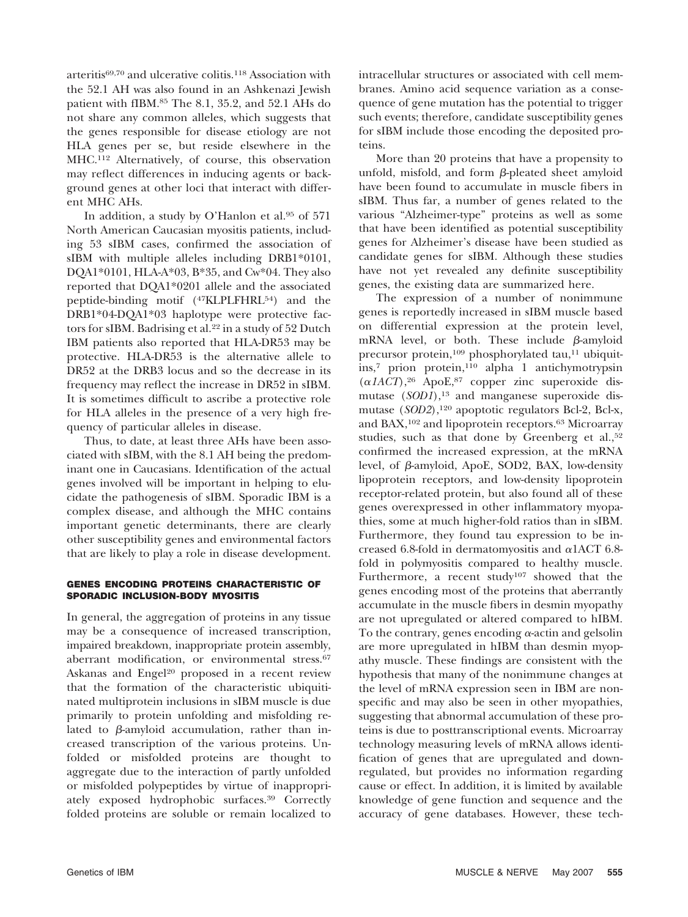arteritis[69,70] and ulcerative colitis.[118] Association with the 52.1 AH was also found in an Ashkenazi Jewish patient with fIBM.[85] The 8.1, 35.2, and 52.1 AHs do not share any common alleles, which suggests that the genes responsible for disease etiology are not HLA genes per se, but reside elsewhere in the MHC.[112] Alternatively, of course, this observation may reflect differences in inducing agents or background genes at other loci that interact with different MHC AHs.

In addition, a study by O'Hanlon et al.[95] of 571 North American Caucasian myositis patients, including 53 sIBM cases, confirmed the association of sIBM with multiple alleles including DRB1*0101, DQA1*0101, HLA-A*03, B*35, and Cw*04. They also reported that DQA1*0201 allele and the associated peptide-binding motif ([47]KLPLFHRL[54]) and the DRB1*04-DQA1*03 haplotype were protective factors for sIBM. Badrising et al.[22] in a study of 52 Dutch IBM patients also reported that HLA-DR53 may be protective. HLA-DR53 is the alternative allele to DR52 at the DRB3 locus and so the decrease in its frequency may reflect the increase in DR52 in sIBM. It is sometimes difficult to ascribe a protective role for HLA alleles in the presence of a very high frequency of particular alleles in disease.

Thus, to date, at least three AHs have been associated with sIBM, with the 8.1 AH being the predominant one in Caucasians. Identification of the actual genes involved will be important in helping to elucidate the pathogenesis of sIBM. Sporadic IBM is a complex disease, and although the MHC contains important genetic determinants, there are clearly other susceptibility genes and environmental factors that are likely to play a role in disease development.

## GENES ENCODING PROTEINS CHARACTERISTIC OF SPORADIC INCLUSION-BODY MYOSITIS

In general, the aggregation of proteins in any tissue may be a consequence of increased transcription, impaired breakdown, inappropriate protein assembly, aberrant modification, or environmental stress.[67] Askanas and Engel[20] proposed in a recent review that the formation of the characteristic ubiquitinated multiprotein inclusions in sIBM muscle is due primarily to protein unfolding and misfolding related to $\beta$-amyloid accumulation, rather than increased transcription of the various proteins. Unfolded or misfolded proteins are thought to aggregate due to the interaction of partly unfolded or misfolded polypeptides by virtue of inappropriately exposed hydrophobic surfaces.[39] Correctly folded proteins are soluble or remain localized to intracellular structures or associated with cell membranes. Amino acid sequence variation as a consequence of gene mutation has the potential to trigger such events; therefore, candidate susceptibility genes for sIBM include those encoding the deposited proteins.

More than 20 proteins that have a propensity to unfold, misfold, and form $\beta$-pleated sheet amyloid have been found to accumulate in muscle fibers in sIBM. Thus far, a number of genes related to the various "Alzheimer-type" proteins as well as some that have been identified as potential susceptibility genes for Alzheimer's disease have been studied as candidate genes for sIBM. Although these studies have not yet revealed any definite susceptibility genes, the existing data are summarized here.

The expression of a number of nonimmune genes is reportedly increased in sIBM muscle based on differential expression at the protein level, mRNA level, or both. These include $\beta$-amyloid precursor protein,[109] phosphorylated tau,[11] ubiquitins,[7] prion protein,[110] alpha 1 antichymotrypsin (*$\alpha$1ACT*),[26] ApoE,[87] copper zinc superoxide dismutase (*SOD1*),[13] and manganese superoxide dismutase (*SOD2*),[120] apoptotic regulators Bcl-2, Bcl-x, and BAX,[102] and lipoprotein receptors.[63] Microarray studies, such as that done by Greenberg et al.,[52] confirmed the increased expression, at the mRNA level, of $\beta$-amyloid, ApoE, SOD2, BAX, low-density lipoprotein receptors, and low-density lipoprotein receptor-related protein, but also found all of these genes overexpressed in other inflammatory myopathies, some at much higher-fold ratios than in sIBM. Furthermore, they found tau expression to be increased 6.8-fold in dermatomyositis and $\alpha$1ACT 6.8-fold in polymyositis compared to healthy muscle. Furthermore, a recent study[107] showed that the genes encoding most of the proteins that aberrantly accumulate in the muscle fibers in desmin myopathy are not upregulated or altered compared to hIBM. To the contrary, genes encoding $\alpha$-actin and gelsolin are more upregulated in hIBM than desmin myopathy muscle. These findings are consistent with the hypothesis that many of the nonimmune changes at the level of mRNA expression seen in IBM are nonspecific and may also be seen in other myopathies, suggesting that abnormal accumulation of these proteins is due to posttranscriptional events. Microarray technology measuring levels of mRNA allows identification of genes that are upregulated and downregulated, but provides no information regarding cause or effect. In addition, it is limited by available knowledge of gene function and sequence and the accuracy of gene databases. However, these tech-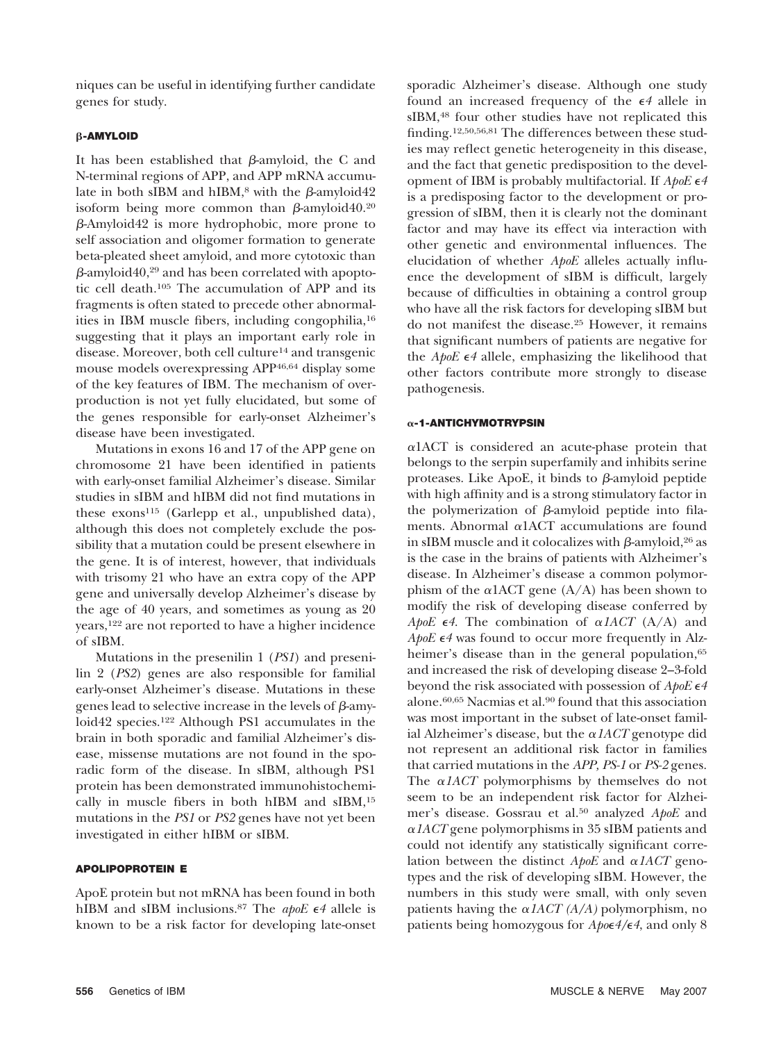niques can be useful in identifying further candidate genes for study.

### β-AMYLOID

It has been established that β-amyloid, the C and N-terminal regions of APP, and APP mRNA accumulate in both sIBM and hIBM,[8] with the β-amyloid42 isoform being more common than β-amyloid40.[20] β-Amyloid42 is more hydrophobic, more prone to self association and oligomer formation to generate beta-pleated sheet amyloid, and more cytotoxic than β-amyloid40,[29] and has been correlated with apoptotic cell death.[105] The accumulation of APP and its fragments is often stated to precede other abnormalities in IBM muscle fibers, including congophilia,[16] suggesting that it plays an important early role in disease. Moreover, both cell culture[14] and transgenic mouse models overexpressing APP[46,64] display some of the key features of IBM. The mechanism of overproduction is not yet fully elucidated, but some of the genes responsible for early-onset Alzheimer's disease have been investigated.

Mutations in exons 16 and 17 of the APP gene on chromosome 21 have been identified in patients with early-onset familial Alzheimer's disease. Similar studies in sIBM and hIBM did not find mutations in these exons[115] (Garlepp et al., unpublished data), although this does not completely exclude the possibility that a mutation could be present elsewhere in the gene. It is of interest, however, that individuals with trisomy 21 who have an extra copy of the APP gene and universally develop Alzheimer's disease by the age of 40 years, and sometimes as young as 20 years,[122] are not reported to have a higher incidence of sIBM.

Mutations in the presenilin 1 (*PS1*) and presenilin 2 (*PS2*) genes are also responsible for familial early-onset Alzheimer's disease. Mutations in these genes lead to selective increase in the levels of β-amyloid42 species.[122] Although PS1 accumulates in the brain in both sporadic and familial Alzheimer's disease, missense mutations are not found in the sporadic form of the disease. In sIBM, although PS1 protein has been demonstrated immunohistochemically in muscle fibers in both hIBM and sIBM,[15] mutations in the *PS1* or *PS2* genes have not yet been investigated in either hIBM or sIBM.

### APOLIPOPROTEIN E

ApoE protein but not mRNA has been found in both hIBM and sIBM inclusions.[87] The *apoE* ϵ*4* allele is known to be a risk factor for developing late-onset sporadic Alzheimer's disease. Although one study found an increased frequency of the ϵ*4* allele in sIBM,[48] four other studies have not replicated this finding.[12,50,56,81] The differences between these studies may reflect genetic heterogeneity in this disease, and the fact that genetic predisposition to the development of IBM is probably multifactorial. If *ApoE* ϵ*4* is a predisposing factor to the development or progression of sIBM, then it is clearly not the dominant factor and may have its effect via interaction with other genetic and environmental influences. The elucidation of whether *ApoE* alleles actually influence the development of sIBM is difficult, largely because of difficulties in obtaining a control group who have all the risk factors for developing sIBM but do not manifest the disease.[25] However, it remains that significant numbers of patients are negative for the *ApoE* ϵ*4* allele, emphasizing the likelihood that other factors contribute more strongly to disease pathogenesis.

### α-1-ANTICHYMOTRYPSIN

α1ACT is considered an acute-phase protein that belongs to the serpin superfamily and inhibits serine proteases. Like ApoE, it binds to β-amyloid peptide with high affinity and is a strong stimulatory factor in the polymerization of β-amyloid peptide into filaments. Abnormal α1ACT accumulations are found in sIBM muscle and it colocalizes with β-amyloid,[26] as is the case in the brains of patients with Alzheimer's disease. In Alzheimer's disease a common polymorphism of the α1ACT gene (A/A) has been shown to modify the risk of developing disease conferred by *ApoE* ϵ*4*. The combination of *α1ACT* (A/A) and *ApoE* ϵ*4* was found to occur more frequently in Alzheimer's disease than in the general population,[65] and increased the risk of developing disease 2–3-fold beyond the risk associated with possession of *ApoE* ϵ*4* alone.[60,65] Nacmias et al.[90] found that this association was most important in the subset of late-onset familial Alzheimer's disease, but the *α1ACT* genotype did not represent an additional risk factor in families that carried mutations in the *APP, PS-1* or *PS-2* genes. The *α1ACT* polymorphisms by themselves do not seem to be an independent risk factor for Alzheimer's disease. Gossrau et al.[50] analyzed *ApoE* and *α1ACT* gene polymorphisms in 35 sIBM patients and could not identify any statistically significant correlation between the distinct *ApoE* and *α1ACT* genotypes and the risk of developing sIBM. However, the numbers in this study were small, with only seven patients having the *α1ACT (A/A)* polymorphism, no patients being homozygous for *Apo*ϵ*4/*ϵ*4*, and only 8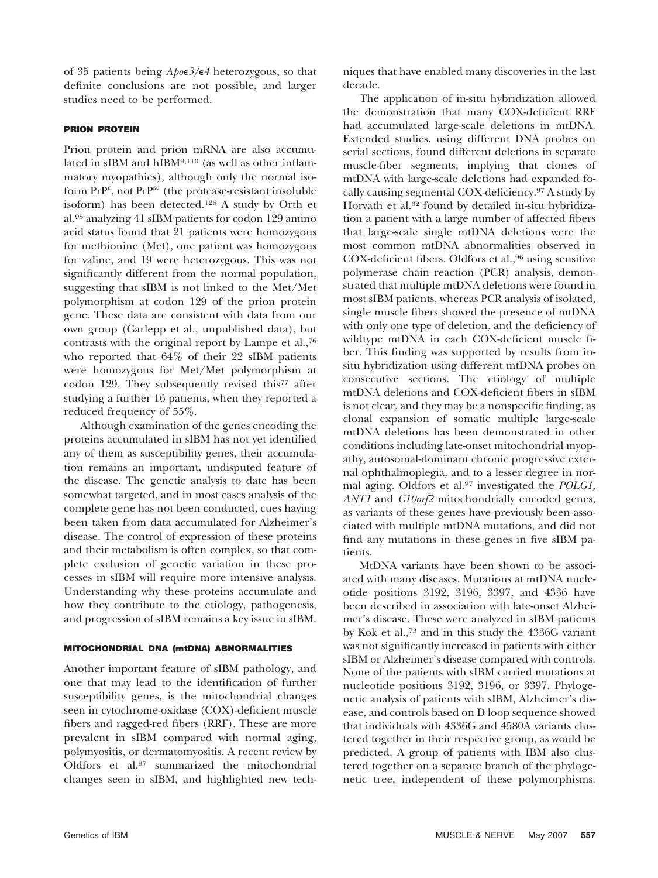of 35 patients being *Apo*$\epsilon$*3/*$\epsilon$*4* heterozygous, so that definite conclusions are not possible, and larger studies need to be performed.

### PRION PROTEIN

Prion protein and prion mRNA are also accumulated in sIBM and hIBM[9,110] (as well as other inflammatory myopathies), although only the normal isoform $PrP^{c}$, not $PrP^{sc}$ (the protease-resistant insoluble isoform) has been detected.[126] A study by Orth et al.[98] analyzing 41 sIBM patients for codon 129 amino acid status found that 21 patients were homozygous for methionine (Met), one patient was homozygous for valine, and 19 were heterozygous. This was not significantly different from the normal population, suggesting that sIBM is not linked to the Met/Met polymorphism at codon 129 of the prion protein gene. These data are consistent with data from our own group (Garlepp et al., unpublished data), but contrasts with the original report by Lampe et al.,[76] who reported that 64% of their 22 sIBM patients were homozygous for Met/Met polymorphism at codon 129. They subsequently revised this[77] after studying a further 16 patients, when they reported a reduced frequency of 55%.

Although examination of the genes encoding the proteins accumulated in sIBM has not yet identified any of them as susceptibility genes, their accumulation remains an important, undisputed feature of the disease. The genetic analysis to date has been somewhat targeted, and in most cases analysis of the complete gene has not been conducted, cues having been taken from data accumulated for Alzheimer's disease. The control of expression of these proteins and their metabolism is often complex, so that complete exclusion of genetic variation in these processes in sIBM will require more intensive analysis. Understanding why these proteins accumulate and how they contribute to the etiology, pathogenesis, and progression of sIBM remains a key issue in sIBM.

### MITOCHONDRIAL DNA (mtDNA) ABNORMALITIES

Another important feature of sIBM pathology, and one that may lead to the identification of further susceptibility genes, is the mitochondrial changes seen in cytochrome-oxidase (COX)-deficient muscle fibers and ragged-red fibers (RRF). These are more prevalent in sIBM compared with normal aging, polymyositis, or dermatomyositis. A recent review by Oldfors et al.[97] summarized the mitochondrial changes seen in sIBM, and highlighted new techniques that have enabled many discoveries in the last decade.

The application of in-situ hybridization allowed the demonstration that many COX-deficient RRF had accumulated large-scale deletions in mtDNA. Extended studies, using different DNA probes on serial sections, found different deletions in separate muscle-fiber segments, implying that clones of mtDNA with large-scale deletions had expanded focally causing segmental COX-deficiency.[97] A study by Horvath et al.[62] found by detailed in-situ hybridization a patient with a large number of affected fibers that large-scale single mtDNA deletions were the most common mtDNA abnormalities observed in COX-deficient fibers. Oldfors et al.,[96] using sensitive polymerase chain reaction (PCR) analysis, demonstrated that multiple mtDNA deletions were found in most sIBM patients, whereas PCR analysis of isolated, single muscle fibers showed the presence of mtDNA with only one type of deletion, and the deficiency of wildtype mtDNA in each COX-deficient muscle fiber. This finding was supported by results from in-situ hybridization using different mtDNA probes on consecutive sections. The etiology of multiple mtDNA deletions and COX-deficient fibers in sIBM is not clear, and they may be a nonspecific finding, as clonal expansion of somatic multiple large-scale mtDNA deletions has been demonstrated in other conditions including late-onset mitochondrial myopathy, autosomal-dominant chronic progressive external ophthalmoplegia, and to a lesser degree in normal aging. Oldfors et al.[97] investigated the *POLG1, ANT1* and *C10orf2* mitochondrially encoded genes, as variants of these genes have previously been associated with multiple mtDNA mutations, and did not find any mutations in these genes in five sIBM patients.

MtDNA variants have been shown to be associated with many diseases. Mutations at mtDNA nucleotide positions 3192, 3196, 3397, and 4336 have been described in association with late-onset Alzheimer's disease. These were analyzed in sIBM patients by Kok et al.,[73] and in this study the 4336G variant was not significantly increased in patients with either sIBM or Alzheimer's disease compared with controls. None of the patients with sIBM carried mutations at nucleotide positions 3192, 3196, or 3397. Phylogenetic analysis of patients with sIBM, Alzheimer's disease, and controls based on D loop sequence showed that individuals with 4336G and 4580A variants clustered together in their respective group, as would be predicted. A group of patients with IBM also clustered together on a separate branch of the phylogenetic tree, independent of these polymorphisms.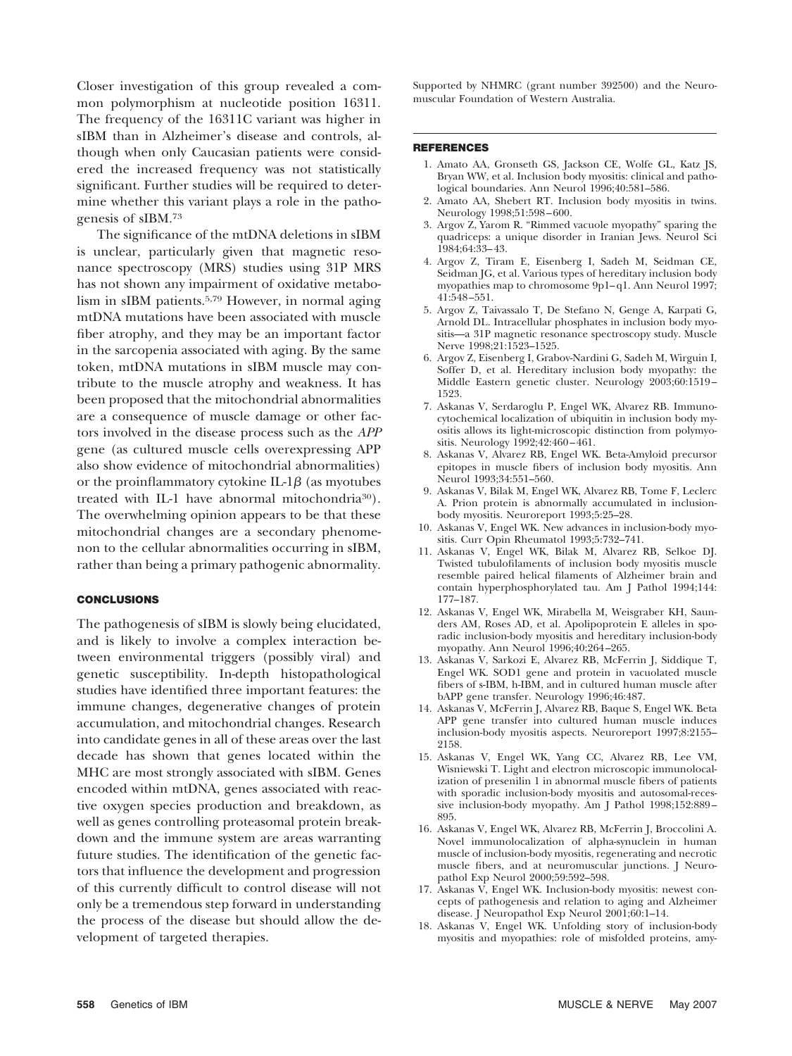Closer investigation of this group revealed a common polymorphism at nucleotide position 16311. The frequency of the 16311C variant was higher in sIBM than in Alzheimer's disease and controls, although when only Caucasian patients were considered the increased frequency was not statistically significant. Further studies will be required to determine whether this variant plays a role in the pathogenesis of sIBM.[73]

The significance of the mtDNA deletions in sIBM is unclear, particularly given that magnetic resonance spectroscopy (MRS) studies using 31P MRS has not shown any impairment of oxidative metabolism in sIBM patients.[5,79] However, in normal aging mtDNA mutations have been associated with muscle fiber atrophy, and they may be an important factor in the sarcopenia associated with aging. By the same token, mtDNA mutations in sIBM muscle may contribute to the muscle atrophy and weakness. It has been proposed that the mitochondrial abnormalities are a consequence of muscle damage or other factors involved in the disease process such as the *APP* gene (as cultured muscle cells overexpressing APP also show evidence of mitochondrial abnormalities) or the proinflammatory cytokine IL-1$\beta$ (as myotubes treated with IL-1 have abnormal mitochondria[30]). The overwhelming opinion appears to be that these mitochondrial changes are a secondary phenomenon to the cellular abnormalities occurring in sIBM, rather than being a primary pathogenic abnormality.

## CONCLUSIONS

The pathogenesis of sIBM is slowly being elucidated, and is likely to involve a complex interaction between environmental triggers (possibly viral) and genetic susceptibility. In-depth histopathological studies have identified three important features: the immune changes, degenerative changes of protein accumulation, and mitochondrial changes. Research into candidate genes in all of these areas over the last decade has shown that genes located within the MHC are most strongly associated with sIBM. Genes encoded within mtDNA, genes associated with reactive oxygen species production and breakdown, as well as genes controlling proteasomal protein breakdown and the immune system are areas warranting future studies. The identification of the genetic factors that influence the development and progression of this currently difficult to control disease will not only be a tremendous step forward in understanding the process of the disease but should allow the development of targeted therapies.

Supported by NHMRC (grant number 392500) and the Neuromuscular Foundation of Western Australia.

## REFERENCES

1. Amato AA, Gronseth GS, Jackson CE, Wolfe GL, Katz JS, Bryan WW, et al. Inclusion body myositis: clinical and pathological boundaries. Ann Neurol 1996;40:581–586.
2. Amato AA, Shebert RT. Inclusion body myositis in twins. Neurology 1998;51:598–600.
3. Argov Z, Yarom R. "Rimmed vacuole myopathy" sparing the quadriceps: a unique disorder in Iranian Jews. Neurol Sci 1984;64:33–43.
4. Argov Z, Tiram E, Eisenberg I, Sadeh M, Seidman CE, Seidman JG, et al. Various types of hereditary inclusion body myopathies map to chromosome 9p1–q1. Ann Neurol 1997; 41:548–551.
5. Argov Z, Taivassalo T, De Stefano N, Genge A, Karpati G, Arnold DL. Intracellular phosphates in inclusion body myositis—a 31P magnetic resonance spectroscopy study. Muscle Nerve 1998;21:1523–1525.
6. Argov Z, Eisenberg I, Grabov-Nardini G, Sadeh M, Wirguin I, Soffer D, et al. Hereditary inclusion body myopathy: the Middle Eastern genetic cluster. Neurology 2003;60:1519–1523.
7. Askanas V, Serdaroglu P, Engel WK, Alvarez RB. Immunocytochemical localization of ubiquitin in inclusion body myositis allows its light-microscopic distinction from polymyositis. Neurology 1992;42:460–461.
8. Askanas V, Alvarez RB, Engel WK. Beta-Amyloid precursor epitopes in muscle fibers of inclusion body myositis. Ann Neurol 1993;34:551–560.
9. Askanas V, Bilak M, Engel WK, Alvarez RB, Tome F, Leclerc A. Prion protein is abnormally accumulated in inclusion-body myositis. Neuroreport 1993;5:25–28.
10. Askanas V, Engel WK. New advances in inclusion-body myositis. Curr Opin Rheumatol 1993;5:732–741.
11. Askanas V, Engel WK, Bilak M, Alvarez RB, Selkoe DJ. Twisted tubulofilaments of inclusion body myositis muscle resemble paired helical filaments of Alzheimer brain and contain hyperphosphorylated tau. Am J Pathol 1994;144: 177–187.
12. Askanas V, Engel WK, Mirabella M, Weisgraber KH, Saunders AM, Roses AD, et al. Apolipoprotein E alleles in sporadic inclusion-body myositis and hereditary inclusion-body myopathy. Ann Neurol 1996;40:264–265.
13. Askanas V, Sarkozi E, Alvarez RB, McFerrin J, Siddique T, Engel WK. SOD1 gene and protein in vacuolated muscle fibers of s-IBM, h-IBM, and in cultured human muscle after bAPP gene transfer. Neurology 1996;46:487.
14. Askanas V, McFerrin J, Alvarez RB, Baque S, Engel WK. Beta APP gene transfer into cultured human muscle induces inclusion-body myositis aspects. Neuroreport 1997;8:2155–2158.
15. Askanas V, Engel WK, Yang CC, Alvarez RB, Lee VM, Wisniewski T. Light and electron microscopic immunolocalization of presenilin 1 in abnormal muscle fibers of patients with sporadic inclusion-body myositis and autosomal-recessive inclusion-body myopathy. Am J Pathol 1998;152:889–895.
16. Askanas V, Engel WK, Alvarez RB, McFerrin J, Broccolini A. Novel immunolocalization of alpha-synuclein in human muscle of inclusion-body myositis, regenerating and necrotic muscle fibers, and at neuromuscular junctions. J Neuropathol Exp Neurol 2000;59:592–598.
17. Askanas V, Engel WK. Inclusion-body myositis: newest concepts of pathogenesis and relation to aging and Alzheimer disease. J Neuropathol Exp Neurol 2001;60:1–14.
18. Askanas V, Engel WK. Unfolding story of inclusion-body myositis and myopathies: role of misfolded proteins, amy-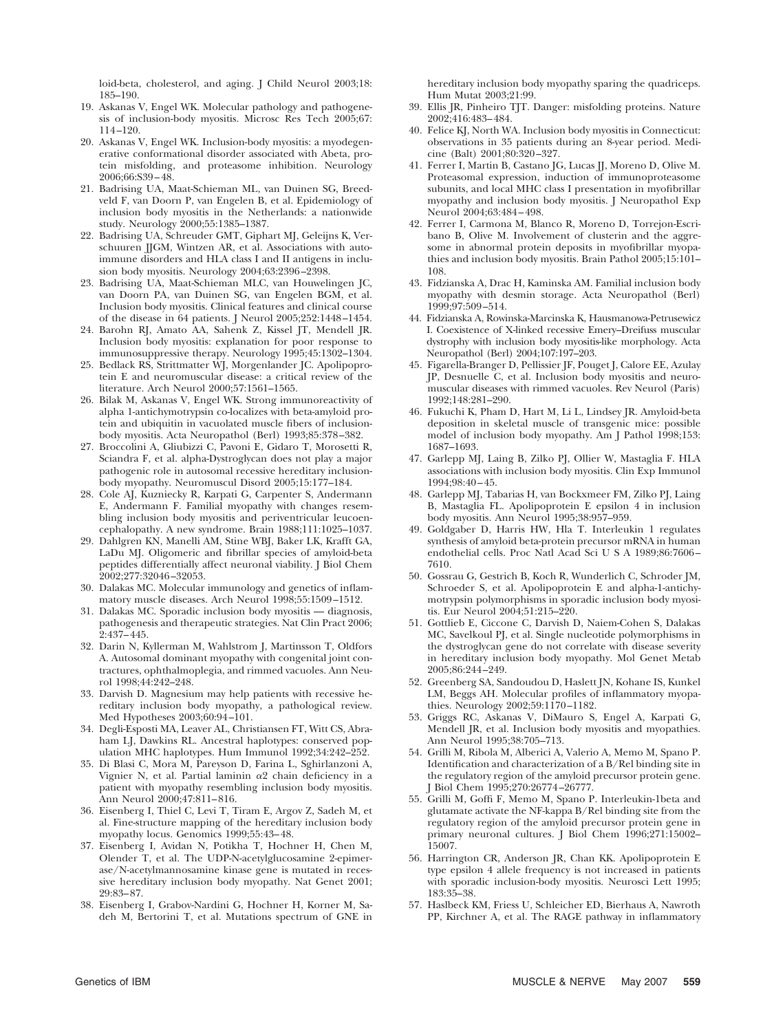loid-beta, cholesterol, and aging. J Child Neurol 2003;18: 185–190.

19. Askanas V, Engel WK. Molecular pathology and pathogenesis of inclusion-body myositis. Microsc Res Tech 2005;67: 114–120.
20. Askanas V, Engel WK. Inclusion-body myositis: a myodegenerative conformational disorder associated with Abeta, protein misfolding, and proteasome inhibition. Neurology 2006;66:S39–48.
21. Badrising UA, Maat-Schieman ML, van Duinen SG, Breedveld F, van Doorn P, van Engelen B, et al. Epidemiology of inclusion body myositis in the Netherlands: a nationwide study. Neurology 2000;55:1385–1387.
22. Badrising UA, Schreuder GMT, Giphart MJ, Geleijns K, Verschuuren JJGM, Wintzen AR, et al. Associations with autoimmune disorders and HLA class I and II antigens in inclusion body myositis. Neurology 2004;63:2396–2398.
23. Badrising UA, Maat-Schieman MLC, van Houwelingen JC, van Doorn PA, van Duinen SG, van Engelen BGM, et al. Inclusion body myositis. Clinical features and clinical course of the disease in 64 patients. J Neurol 2005;252:1448–1454.
24. Barohn RJ, Amato AA, Sahenk Z, Kissel JT, Mendell JR. Inclusion body myositis: explanation for poor response to immunosuppressive therapy. Neurology 1995;45:1302–1304.
25. Bedlack RS, Strittmatter WJ, Morgenlander JC. Apolipoprotein E and neuromuscular disease: a critical review of the literature. Arch Neurol 2000;57:1561–1565.
26. Bilak M, Askanas V, Engel WK. Strong immunoreactivity of alpha 1-antichymotrypsin co-localizes with beta-amyloid protein and ubiquitin in vacuolated muscle fibers of inclusion-body myositis. Acta Neuropathol (Berl) 1993;85:378–382.
27. Broccolini A, Gliubizzi C, Pavoni E, Gidaro T, Morosetti R, Sciandra F, et al. alpha-Dystroglycan does not play a major pathogenic role in autosomal recessive hereditary inclusion-body myopathy. Neuromuscul Disord 2005;15:177–184.
28. Cole AJ, Kuzniecky R, Karpati G, Carpenter S, Andermann E, Andermann F. Familial myopathy with changes resembling inclusion body myositis and periventricular leucoencephalopathy. A new syndrome. Brain 1988;111:1025–1037.
29. Dahlgren KN, Manelli AM, Stine WBJ, Baker LK, Krafft GA, LaDu MJ. Oligomeric and fibrillar species of amyloid-beta peptides differentially affect neuronal viability. J Biol Chem 2002;277:32046–32053.
30. Dalakas MC. Molecular immunology and genetics of inflammatory muscle diseases. Arch Neurol 1998;55:1509–1512.
31. Dalakas MC. Sporadic inclusion body myositis — diagnosis, pathogenesis and therapeutic strategies. Nat Clin Pract 2006; 2:437–445.
32. Darin N, Kyllerman M, Wahlstrom J, Martinsson T, Oldfors A. Autosomal dominant myopathy with congenital joint contractures, ophthalmoplegia, and rimmed vacuoles. Ann Neurol 1998;44:242–248.
33. Darvish D. Magnesium may help patients with recessive hereditary inclusion body myopathy, a pathological review. Med Hypotheses 2003;60:94–101.
34. Degli-Esposti MA, Leaver AL, Christiansen FT, Witt CS, Abraham LJ, Dawkins RL. Ancestral haplotypes: conserved population MHC haplotypes. Hum Immunol 1992;34:242–252.
35. Di Blasi C, Mora M, Pareyson D, Farina L, Sghirlanzoni A, Vignier N, et al. Partial laminin $\alpha 2$ chain deficiency in a patient with myopathy resembling inclusion body myositis. Ann Neurol 2000;47:811–816.
36. Eisenberg I, Thiel C, Levi T, Tiram E, Argov Z, Sadeh M, et al. Fine-structure mapping of the hereditary inclusion body myopathy locus. Genomics 1999;55:43–48.
37. Eisenberg I, Avidan N, Potikha T, Hochner H, Chen M, Olender T, et al. The UDP-N-acetylglucosamine 2-epimerase/N-acetylmannosamine kinase gene is mutated in recessive hereditary inclusion body myopathy. Nat Genet 2001; 29:83–87.
38. Eisenberg I, Grabov-Nardini G, Hochner H, Korner M, Sadeh M, Bertorini T, et al. Mutations spectrum of GNE in hereditary inclusion body myopathy sparing the quadriceps. Hum Mutat 2003;21:99.
39. Ellis JR, Pinheiro TJT. Danger: misfolding proteins. Nature 2002;416:483–484.
40. Felice KJ, North WA. Inclusion body myositis in Connecticut: observations in 35 patients during an 8-year period. Medicine (Balt) 2001;80:320–327.
41. Ferrer I, Martin B, Castano JG, Lucas JJ, Moreno D, Olive M. Proteasomal expression, induction of immunoproteasome subunits, and local MHC class I presentation in myofibrillar myopathy and inclusion body myositis. J Neuropathol Exp Neurol 2004;63:484–498.
42. Ferrer I, Carmona M, Blanco R, Moreno D, Torrejon-Escribano B, Olive M. Involvement of clusterin and the aggresome in abnormal protein deposits in myofibrillar myopathies and inclusion body myositis. Brain Pathol 2005;15:101–108.
43. Fidzianska A, Drac H, Kaminska AM. Familial inclusion body myopathy with desmin storage. Acta Neuropathol (Berl) 1999;97:509–514.
44. Fidzianska A, Rowinska-Marcinska K, Hausmanowa-Petrusewicz I. Coexistence of X-linked recessive Emery–Dreifuss muscular dystrophy with inclusion body myositis-like morphology. Acta Neuropathol (Berl) 2004;107:197–203.
45. Figarella-Branger D, Pellissier JF, Pouget J, Calore EE, Azulay JP, Desnuelle C, et al. Inclusion body myositis and neuromuscular diseases with rimmed vacuoles. Rev Neurol (Paris) 1992;148:281–290.
46. Fukuchi K, Pham D, Hart M, Li L, Lindsey JR. Amyloid-beta deposition in skeletal muscle of transgenic mice: possible model of inclusion body myopathy. Am J Pathol 1998;153: 1687–1693.
47. Garlepp MJ, Laing B, Zilko PJ, Ollier W, Mastaglia F. HLA associations with inclusion body myositis. Clin Exp Immunol 1994;98:40–45.
48. Garlepp MJ, Tabarias H, van Bockxmeer FM, Zilko PJ, Laing B, Mastaglia FL. Apolipoprotein E epsilon 4 in inclusion body myositis. Ann Neurol 1995;38:957–959.
49. Goldgaber D, Harris HW, Hla T. Interleukin 1 regulates synthesis of amyloid beta-protein precursor mRNA in human endothelial cells. Proc Natl Acad Sci U S A 1989;86:7606–7610.
50. Gossrau G, Gestrich B, Koch R, Wunderlich C, Schroder JM, Schroeder S, et al. Apolipoprotein E and alpha-1-antichymotrypsin polymorphisms in sporadic inclusion body myositis. Eur Neurol 2004;51:215–220.
51. Gottlieb E, Ciccone C, Darvish D, Naiem-Cohen S, Dalakas MC, Savelkoul PJ, et al. Single nucleotide polymorphisms in the dystroglycan gene do not correlate with disease severity in hereditary inclusion body myopathy. Mol Genet Metab 2005;86:244–249.
52. Greenberg SA, Sandoudou D, Haslett JN, Kohane IS, Kunkel LM, Beggs AH. Molecular profiles of inflammatory myopathies. Neurology 2002;59:1170–1182.
53. Griggs RC, Askanas V, DiMauro S, Engel A, Karpati G, Mendell JR, et al. Inclusion body myositis and myopathies. Ann Neurol 1995;38:705–713.
54. Grilli M, Ribola M, Alberici A, Valerio A, Memo M, Spano P. Identification and characterization of a B/Rel binding site in the regulatory region of the amyloid precursor protein gene. J Biol Chem 1995;270:26774–26777.
55. Grilli M, Goffi F, Memo M, Spano P. Interleukin-1beta and glutamate activate the NF-kappa B/Rel binding site from the regulatory region of the amyloid precursor protein gene in primary neuronal cultures. J Biol Chem 1996;271:15002–15007.
56. Harrington CR, Anderson JR, Chan KK. Apolipoprotein E type epsilon 4 allele frequency is not increased in patients with sporadic inclusion-body myositis. Neurosci Lett 1995; 183:35–38.
57. Haslbeck KM, Friess U, Schleicher ED, Bierhaus A, Nawroth PP, Kirchner A, et al. The RAGE pathway in inflammatory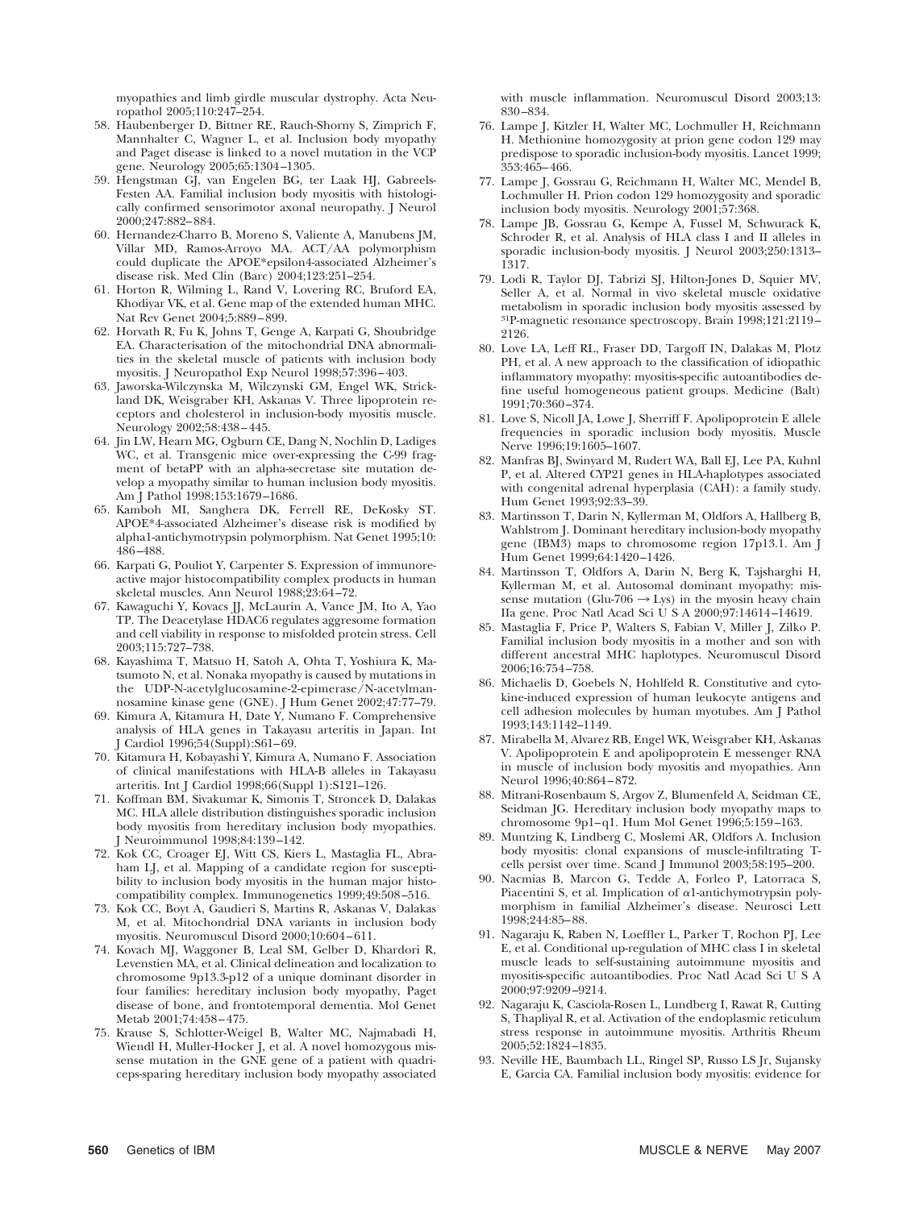myopathies and limb girdle muscular dystrophy. Acta Neuropathol 2005;110:247–254.

58. Haubenberger D, Bittner RE, Rauch-Shorny S, Zimprich F, Mannhalter C, Wagner L, et al. Inclusion body myopathy and Paget disease is linked to a novel mutation in the VCP gene. Neurology 2005;65:1304–1305.
59. Hengstman GJ, van Engelen BG, ter Laak HJ, Gabreels-Festen AA. Familial inclusion body myositis with histologically confirmed sensorimotor axonal neuropathy. J Neurol 2000;247:882–884.
60. Hernandez-Charro B, Moreno S, Valiente A, Manubens JM, Villar MD, Ramos-Arroyo MA. ACT/AA polymorphism could duplicate the APOE*epsilon4-associated Alzheimer's disease risk. Med Clin (Barc) 2004;123:251–254.
61. Horton R, Wilming L, Rand V, Lovering RC, Bruford EA, Khodiyar VK, et al. Gene map of the extended human MHC. Nat Rev Genet 2004;5:889–899.
62. Horvath R, Fu K, Johns T, Genge A, Karpati G, Shoubridge EA. Characterisation of the mitochondrial DNA abnormalities in the skeletal muscle of patients with inclusion body myositis. J Neuropathol Exp Neurol 1998;57:396–403.
63. Jaworska-Wilczynska M, Wilczynski GM, Engel WK, Strickland DK, Weisgraber KH, Askanas V. Three lipoprotein receptors and cholesterol in inclusion-body myositis muscle. Neurology 2002;58:438–445.
64. Jin LW, Hearn MG, Ogburn CE, Dang N, Nochlin D, Ladiges WC, et al. Transgenic mice over-expressing the C-99 fragment of betaPP with an alpha-secretase site mutation develop a myopathy similar to human inclusion body myositis. Am J Pathol 1998;153:1679–1686.
65. Kamboh MI, Sanghera DK, Ferrell RE, DeKosky ST. APOE*4-associated Alzheimer's disease risk is modified by alpha1-antichymotrypsin polymorphism. Nat Genet 1995;10: 486–488.
66. Karpati G, Pouliot Y, Carpenter S. Expression of immunoreactive major histocompatibility complex products in human skeletal muscles. Ann Neurol 1988;23:64–72.
67. Kawaguchi Y, Kovacs JJ, McLaurin A, Vance JM, Ito A, Yao TP. The Deacetylase HDAC6 regulates aggresome formation and cell viability in response to misfolded protein stress. Cell 2003;115:727–738.
68. Kayashima T, Matsuo H, Satoh A, Ohta T, Yoshiura K, Matsumoto N, et al. Nonaka myopathy is caused by mutations in the UDP-N-acetylglucosamine-2-epimerase/N-acetylmannosamine kinase gene (GNE). J Hum Genet 2002;47:77–79.
69. Kimura A, Kitamura H, Date Y, Numano F. Comprehensive analysis of HLA genes in Takayasu arteritis in Japan. Int J Cardiol 1996;54(Suppl):S61–69.
70. Kitamura H, Kobayashi Y, Kimura A, Numano F. Association of clinical manifestations with HLA-B alleles in Takayasu arteritis. Int J Cardiol 1998;66(Suppl 1):S121–126.
71. Koffman BM, Sivakumar K, Simonis T, Stroncek D, Dalakas MC. HLA allele distribution distinguishes sporadic inclusion body myositis from hereditary inclusion body myopathies. J Neuroimmunol 1998;84:139–142.
72. Kok CC, Croager EJ, Witt CS, Kiers L, Mastaglia FL, Abraham LJ, et al. Mapping of a candidate region for susceptibility to inclusion body myositis in the human major histocompatibility complex. Immunogenetics 1999;49:508–516.
73. Kok CC, Boyt A, Gaudieri S, Martins R, Askanas V, Dalakas M, et al. Mitochondrial DNA variants in inclusion body myositis. Neuromuscul Disord 2000;10:604–611.
74. Kovach MJ, Waggoner B, Leal SM, Gelber D, Khardori R, Levenstien MA, et al. Clinical delineation and localization to chromosome 9p13.3-p12 of a unique dominant disorder in four families: hereditary inclusion body myopathy, Paget disease of bone, and frontotemporal dementia. Mol Genet Metab 2001;74:458–475.
75. Krause S, Schlotter-Weigel B, Walter MC, Najmabadi H, Wiendl H, Muller-Hocker J, et al. A novel homozygous missense mutation in the GNE gene of a patient with quadriceps-sparing hereditary inclusion body myopathy associated with muscle inflammation. Neuromuscul Disord 2003;13: 830–834.
76. Lampe J, Kitzler H, Walter MC, Lochmuller H, Reichmann H. Methionine homozygosity at prion gene codon 129 may predispose to sporadic inclusion-body myositis. Lancet 1999; 353:465–466.
77. Lampe J, Gossrau G, Reichmann H, Walter MC, Mendel B, Lochmuller H. Prion codon 129 homozygosity and sporadic inclusion body myositis. Neurology 2001;57:368.
78. Lampe JB, Gossrau G, Kempe A, Fussel M, Schwurack K, Schroder R, et al. Analysis of HLA class I and II alleles in sporadic inclusion-body myositis. J Neurol 2003;250:1313–1317.
79. Lodi R, Taylor DJ, Tabrizi SJ, Hilton-Jones D, Squier MV, Seller A, et al. Normal in vivo skeletal muscle oxidative metabolism in sporadic inclusion body myositis assessed by $^{31}$P-magnetic resonance spectroscopy. Brain 1998;121:2119–2126.
80. Love LA, Leff RL, Fraser DD, Targoff IN, Dalakas M, Plotz PH, et al. A new approach to the classification of idiopathic inflammatory myopathy: myositis-specific autoantibodies define useful homogeneous patient groups. Medicine (Balt) 1991;70:360–374.
81. Love S, Nicoll JA, Lowe J, Sherriff F. Apolipoprotein E allele frequencies in sporadic inclusion body myositis. Muscle Nerve 1996;19:1605–1607.
82. Manfras BJ, Swinyard M, Rudert WA, Ball EJ, Lee PA, Kuhnl P, et al. Altered CYP21 genes in HLA-haplotypes associated with congenital adrenal hyperplasia (CAH): a family study. Hum Genet 1993;92:33–39.
83. Martinsson T, Darin N, Kyllerman M, Oldfors A, Hallberg B, Wahlstrom J. Dominant hereditary inclusion-body myopathy gene (IBM3) maps to chromosome region 17p13.1. Am J Hum Genet 1999;64:1420–1426.
84. Martinsson T, Oldfors A, Darin N, Berg K, Tajsharghi H, Kyllerman M, et al. Autosomal dominant myopathy: missense mutation (Glu-706 → Lys) in the myosin heavy chain IIa gene. Proc Natl Acad Sci U S A 2000;97:14614–14619.
85. Mastaglia F, Price P, Walters S, Fabian V, Miller J, Zilko P. Familial inclusion body myositis in a mother and son with different ancestral MHC haplotypes. Neuromuscul Disord 2006;16:754–758.
86. Michaelis D, Goebels N, Hohlfeld R. Constitutive and cytokine-induced expression of human leukocyte antigens and cell adhesion molecules by human myotubes. Am J Pathol 1993;143:1142–1149.
87. Mirabella M, Alvarez RB, Engel WK, Weisgraber KH, Askanas V. Apolipoprotein E and apolipoprotein E messenger RNA in muscle of inclusion body myositis and myopathies. Ann Neurol 1996;40:864–872.
88. Mitrani-Rosenbaum S, Argov Z, Blumenfeld A, Seidman CE, Seidman JG. Hereditary inclusion body myopathy maps to chromosome 9p1–q1. Hum Mol Genet 1996;5:159–163.
89. Muntzing K, Lindberg C, Moslemi AR, Oldfors A. Inclusion body myositis: clonal expansions of muscle-infiltrating T-cells persist over time. Scand J Immunol 2003;58:195–200.
90. Nacmias B, Marcon G, Tedde A, Forleo P, Latorraca S, Piacentini S, et al. Implication of $\alpha$1-antichymotrypsin polymorphism in familial Alzheimer's disease. Neurosci Lett 1998;244:85–88.
91. Nagaraju K, Raben N, Loeffler L, Parker T, Rochon PJ, Lee E, et al. Conditional up-regulation of MHC class I in skeletal muscle leads to self-sustaining autoimmune myositis and myositis-specific autoantibodies. Proc Natl Acad Sci U S A 2000;97:9209–9214.
92. Nagaraju K, Casciola-Rosen L, Lundberg I, Rawat R, Cutting S, Thapliyal R, et al. Activation of the endoplasmic reticulum stress response in autoimmune myositis. Arthritis Rheum 2005;52:1824–1835.
93. Neville HE, Baumbach LL, Ringel SP, Russo LS Jr, Sujansky E, Garcia CA. Familial inclusion body myositis: evidence for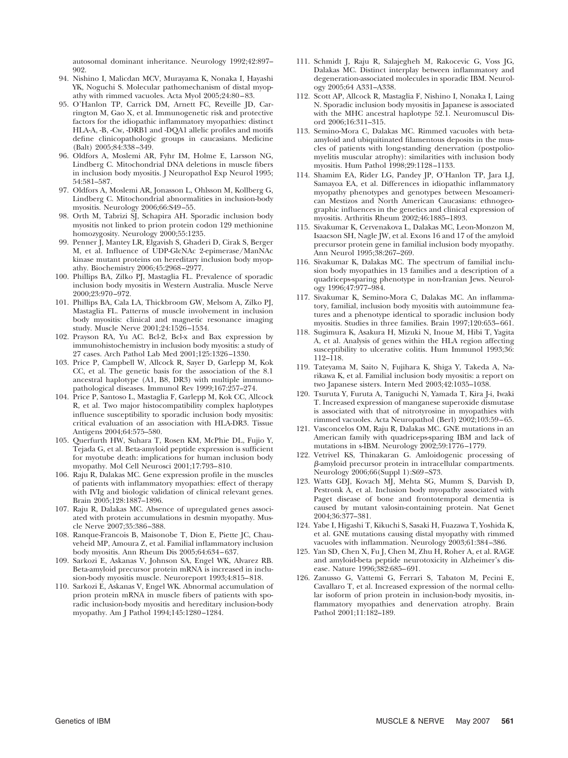autosomal dominant inheritance. Neurology 1992;42:897–902.

94. Nishino I, Malicdan MCV, Murayama K, Nonaka I, Hayashi YK, Noguchi S. Molecular pathomechanism of distal myopathy with rimmed vacuoles. Acta Myol 2005;24:80–83.
95. O'Hanlon TP, Carrick DM, Arnett FC, Reveille JD, Carrington M, Gao X, et al. Immunogenetic risk and protective factors for the idiopathic inflammatory myopathies: distinct HLA-A, -B, -Cw, -DRB1 and -DQA1 allelic profiles and motifs define clinicopathologic groups in caucasians. Medicine (Balt) 2005;84:338–349.
96. Oldfors A, Moslemi AR, Fyhr IM, Holme E, Larsson NG, Lindberg C. Mitochondrial DNA deletions in muscle fibers in inclusion body myositis. J Neuropathol Exp Neurol 1995; 54:581–587.
97. Oldfors A, Moslemi AR, Jonasson L, Ohlsson M, Kollberg G, Lindberg C. Mitochondrial abnormalities in inclusion-body myositis. Neurology 2006;66:S49–55.
98. Orth M, Tabrizi SJ, Schapira AH. Sporadic inclusion body myositis not linked to prion protein codon 129 methionine homozygosity. Neurology 2000;55:1235.
99. Penner J, Mantey LR, Elgavish S, Ghaderi D, Cirak S, Berger M, et al. Influence of UDP-GlcNAc 2-epimerase/ManNAc kinase mutant proteins on hereditary inclusion body myopathy. Biochemistry 2006;45:2968–2977.
100. Phillips BA, Zilko PJ, Mastaglia FL. Prevalence of sporadic inclusion body myositis in Western Australia. Muscle Nerve 2000;23:970–972.
101. Phillips BA, Cala LA, Thickbroom GW, Melsom A, Zilko PJ, Mastaglia FL. Patterns of muscle involvement in inclusion body myositis: clinical and magnetic resonance imaging study. Muscle Nerve 2001;24:1526–1534.
102. Prayson RA, Yu AC. Bcl-2, Bcl-x and Bax expression by immunohistochemistry in inclusion body myositis: a study of 27 cases. Arch Pathol Lab Med 2001;125:1326–1330.
103. Price P, Campbell W, Allcock R, Sayer D, Garlepp M, Kok CC, et al. The genetic basis for the association of the 8.1 ancestral haplotype (A1, B8, DR3) with multiple immunopathological diseases. Immunol Rev 1999;167:257–274.
104. Price P, Santoso L, Mastaglia F, Garlepp M, Kok CC, Allcock R, et al. Two major histocompatibility complex haplotypes influence susceptibility to sporadic inclusion body myositis: critical evaluation of an association with HLA-DR3. Tissue Antigens 2004;64:575–580.
105. Querfurth HW, Suhara T, Rosen KM, McPhie DL, Fujio Y, Tejada G, et al. Beta-amyloid peptide expression is sufficient for myotube death: implications for human inclusion body myopathy. Mol Cell Neurosci 2001;17:793–810.
106. Raju R, Dalakas MC. Gene expression profile in the muscles of patients with inflammatory myopathies: effect of therapy with IVIg and biologic validation of clinical relevant genes. Brain 2005;128:1887–1896.
107. Raju R, Dalakas MC. Absence of upregulated genes associated with protein accumulations in desmin myopathy. Muscle Nerve 2007;35:386–388.
108. Ranque-Francois B, Maisonobe T, Dion E, Piette JC, Chauveheid MP, Amoura Z, et al. Familial inflammatory inclusion body myositis. Ann Rheum Dis 2005;64:634–637.
109. Sarkozi E, Askanas V, Johnson SA, Engel WK, Alvarez RB. Beta-amyloid precursor protein mRNA is increased in inclusion-body myositis muscle. Neuroreport 1993;4:815–818.
110. Sarkozi E, Askanas V, Engel WK. Abnormal accumulation of prion protein mRNA in muscle fibers of patients with sporadic inclusion-body myositis and hereditary inclusion-body myopathy. Am J Pathol 1994;145:1280–1284.
111. Schmidt J, Raju R, Salajegheh M, Rakocevic G, Voss JG, Dalakas MC. Distinct interplay between inflammatory and degeneration-associated molecules in sporadic IBM. Neurology 2005;64 A331–A338.
112. Scott AP, Allcock R, Mastaglia F, Nishino I, Nonaka I, Laing N. Sporadic inclusion body myositis in Japanese is associated with the MHC ancestral haplotype 52.1. Neuromuscul Disord 2006;16:311–315.
113. Semino-Mora C, Dalakas MC. Rimmed vacuoles with beta-amyloid and ubiquitinated filamentous deposits in the muscles of patients with long-standing denervation (postpoliomyelitis muscular atrophy): similarities with inclusion body myositis. Hum Pathol 1998;29:1128–1133.
114. Shamim EA, Rider LG, Pandey JP, O'Hanlon TP, Jara LJ, Samayoa EA, et al. Differences in idiopathic inflammatory myopathy phenotypes and genotypes between Mesoamerican Mestizos and North American Caucasians: ethnogeographic influences in the genetics and clinical expression of myositis. Arthritis Rheum 2002;46:1885–1893.
115. Sivakumar K, Cervenakova L, Dalakas MC, Leon-Monzon M, Isaacson SH, Nagle JW, et al. Exons 16 and 17 of the amyloid precursor protein gene in familial inclusion body myopathy. Ann Neurol 1995;38:267–269.
116. Sivakumar K, Dalakas MC. The spectrum of familial inclusion body myopathies in 13 families and a description of a quadriceps-sparing phenotype in non-Iranian Jews. Neurology 1996;47:977–984.
117. Sivakumar K, Semino-Mora C, Dalakas MC. An inflammatory, familial, inclusion body myositis with autoimmune features and a phenotype identical to sporadic inclusion body myositis. Studies in three families. Brain 1997;120:653–661.
118. Sugimura K, Asakura H, Mizuki N, Inoue M, Hibi T, Yagita A, et al. Analysis of genes within the HLA region affecting susceptibility to ulcerative colitis. Hum Immunol 1993;36: 112–118.
119. Tateyama M, Saito N, Fujihara K, Shiga Y, Takeda A, Narikawa K, et al. Familial inclusion body myositis: a report on two Japanese sisters. Intern Med 2003;42:1035–1038.
120. Tsuruta Y, Furuta A, Taniguchi N, Yamada T, Kira J-i, Iwaki T. Increased expression of manganese superoxide dismutase is associated with that of nitrotyrosine in myopathies with rimmed vacuoles. Acta Neuropathol (Berl) 2002;103:59–65.
121. Vasconcelos OM, Raju R, Dalakas MC. GNE mutations in an American family with quadriceps-sparing IBM and lack of mutations in s-IBM. Neurology 2002;59:1776–1779.
122. Vetrivel KS, Thinakaran G. Amloidogenic processing of β-amyloid precursor protein in intracellular compartments. Neurology 2006;66(Suppl 1):S69–S73.
123. Watts GDJ, Kovach MJ, Mehta SG, Mumm S, Darvish D, Pestronk A, et al. Inclusion body myopathy associated with Paget disease of bone and frontotemporal dementia is caused by mutant valosin-containing protein. Nat Genet 2004;36:377–381.
124. Yabe I, Higashi T, Kikuchi S, Sasaki H, Fuazawa T, Yoshida K, et al. GNE mutations causing distal myopathy with rimmed vacuoles with inflammation. Neurology 2003;61:384–386.
125. Yan SD, Chen X, Fu J, Chen M, Zhu H, Roher A, et al. RAGE and amyloid-beta peptide neurotoxicity in Alzheimer's disease. Nature 1996;382:685–691.
126. Zanusso G, Vattemi G, Ferrari S, Tabaton M, Pecini E, Cavallaro T, et al. Increased expression of the normal cellular isoform of prion protein in inclusion-body myositis, inflammatory myopathies and denervation atrophy. Brain Pathol 2001;11:182–189.